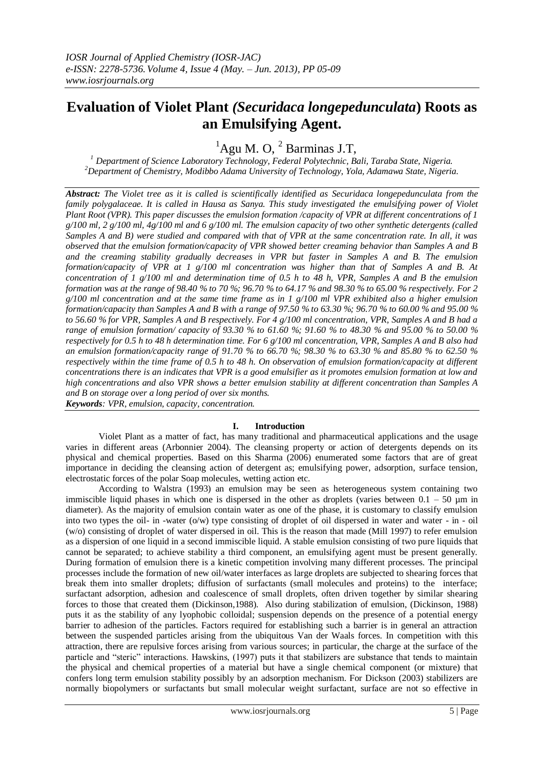# Evaluation of Violet Plant *(Securidaca longepedunculata*) Roots as an Emulsifying Agent.

[1]Agu M. O, [2] Barminas J.T,

[1] *Department of Science Laboratory Technology, Federal Polytechnic, Bali, Taraba State, Nigeria.*
[2]*Department of Chemistry, Modibbo Adama University of Technology, Yola, Adamawa State, Nigeria.*

***Abstract:*** *The Violet tree as it is called is scientifically identified as Securidaca longepedunculata from the family polygalaceae. It is called in Hausa as Sanya. This study investigated the emulsifying power of Violet Plant Root (VPR). This paper discusses the emulsion formation /capacity of VPR at different concentrations of 1 g/100 ml, 2 g/100 ml, 4g/100 ml and 6 g/100 ml. The emulsion capacity of two other synthetic detergents (called Samples A and B) were studied and compared with that of VPR at the same concentration rate. In all, it was observed that the emulsion formation/capacity of VPR showed better creaming behavior than Samples A and B and the creaming stability gradually decreases in VPR but faster in Samples A and B. The emulsion formation/capacity of VPR at 1 g/100 ml concentration was higher than that of Samples A and B. At concentration of 1 g/100 ml and determination time of 0.5 h to 48 h, VPR, Samples A and B the emulsion formation was at the range of 98.40 % to 70 %; 96.70 % to 64.17 % and 98.30 % to 65.00 % respectively. For 2 g/100 ml concentration and at the same time frame as in 1 g/100 ml VPR exhibited also a higher emulsion formation/capacity than Samples A and B with a range of 97.50 % to 63.30 %; 96.70 % to 60.00 % and 95.00 % to 56.60 % for VPR, Samples A and B respectively. For 4 g/100 ml concentration, VPR, Samples A and B had a range of emulsion formation/ capacity of 93.30 % to 61.60 %; 91.60 % to 48.30 % and 95.00 % to 50.00 % respectively for 0.5 h to 48 h determination time. For 6 g/100 ml concentration, VPR, Samples A and B also had an emulsion formation/capacity range of 91.70 % to 66.70 %; 98.30 % to 63.30 % and 85.80 % to 62.50 % respectively within the time frame of 0.5 h to 48 h. On observation of emulsion formation/capacity at different concentrations there is an indicates that VPR is a good emulsifier as it promotes emulsion formation at low and high concentrations and also VPR shows a better emulsion stability at different concentration than Samples A and B on storage over a long period of over six months.*

***Keywords****: VPR, emulsion, capacity, concentration.*

## I. Introduction

Violet Plant as a matter of fact, has many traditional and pharmaceutical applications and the usage varies in different areas (Arbonnier 2004). The cleansing property or action of detergents depends on its physical and chemical properties. Based on this Sharma (2006) enumerated some factors that are of great importance in deciding the cleansing action of detergent as; emulsifying power, adsorption, surface tension, electrostatic forces of the polar Soap molecules, wetting action etc.

According to Walstra (1993) an emulsion may be seen as heterogeneous system containing two immiscible liquid phases in which one is dispersed in the other as droplets (varies between 0.1 – 50 µm in diameter). As the majority of emulsion contain water as one of the phase, it is customary to classify emulsion into two types the oil- in -water (o/w) type consisting of droplet of oil dispersed in water and water - in - oil (w/o) consisting of droplet of water dispersed in oil. This is the reason that made (Mill 1997) to refer emulsion as a dispersion of one liquid in a second immiscible liquid. A stable emulsion consisting of two pure liquids that cannot be separated; to achieve stability a third component, an emulsifying agent must be present generally. During formation of emulsion there is a kinetic competition involving many different processes. The principal processes include the formation of new oil/water interfaces as large droplets are subjected to shearing forces that break them into smaller droplets; diffusion of surfactants (small molecules and proteins) to the interface; surfactant adsorption, adhesion and coalescence of small droplets, often driven together by similar shearing forces to those that created them (Dickinson,1988). Also during stabilization of emulsion, (Dickinson, 1988) puts it as the stability of any lyophobic colloidal; suspension depends on the presence of a potential energy barrier to adhesion of the particles. Factors required for establishing such a barrier is in general an attraction between the suspended particles arising from the ubiquitous Van der Waals forces. In competition with this attraction, there are repulsive forces arising from various sources; in particular, the charge at the surface of the particle and "steric" interactions. Hawskins, (1997) puts it that stabilizers are substance that tends to maintain the physical and chemical properties of a material but have a single chemical component (or mixture) that confers long term emulsion stability possibly by an adsorption mechanism. For Dickson (2003) stabilizers are normally biopolymers or surfactants but small molecular weight surfactant, surface are not so effective in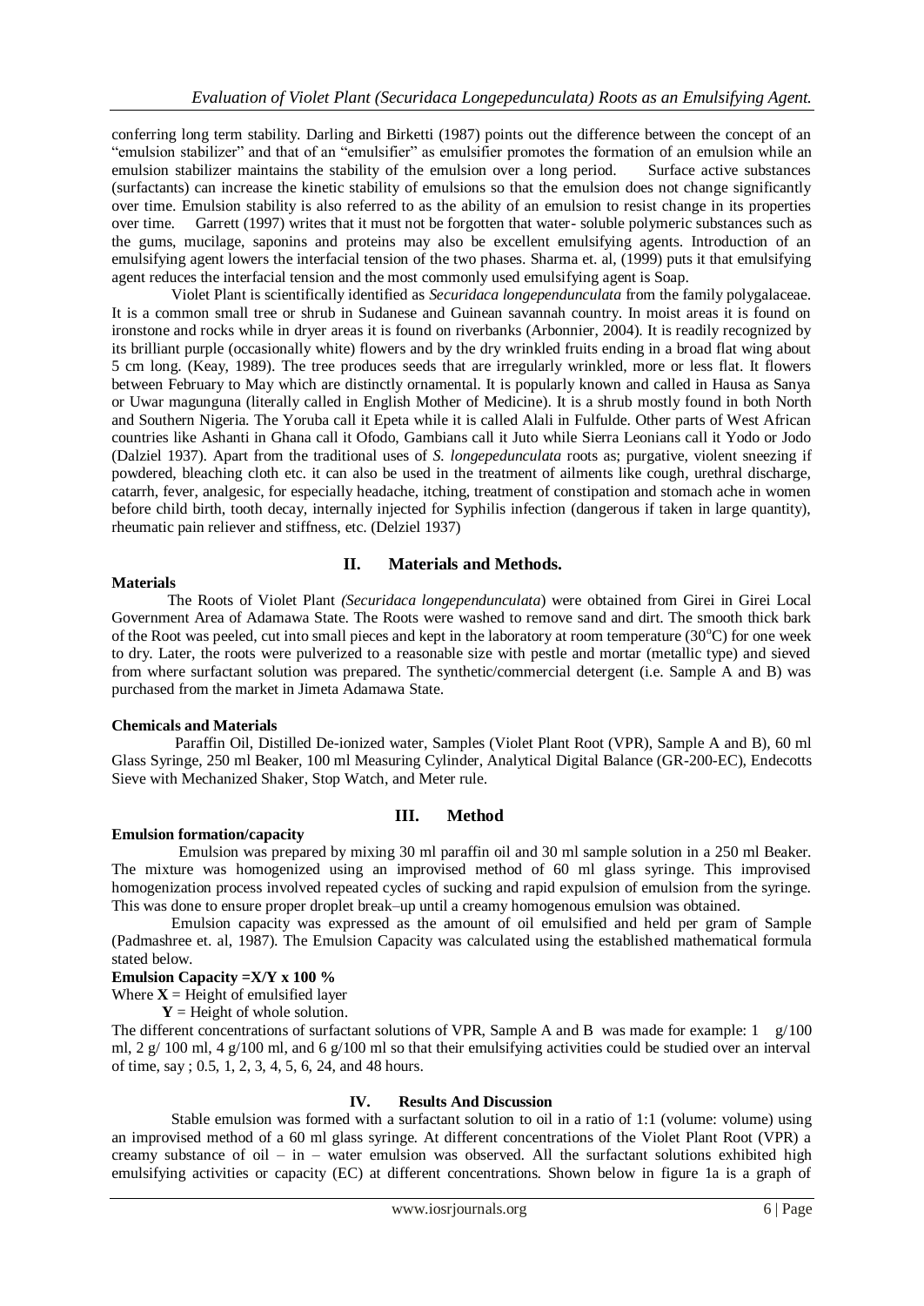conferring long term stability. Darling and Birketti (1987) points out the difference between the concept of an "emulsion stabilizer" and that of an "emulsifier" as emulsifier promotes the formation of an emulsion while an emulsion stabilizer maintains the stability of the emulsion over a long period. Surface active substances (surfactants) can increase the kinetic stability of emulsions so that the emulsion does not change significantly over time. Emulsion stability is also referred to as the ability of an emulsion to resist change in its properties over time. Garrett (1997) writes that it must not be forgotten that water- soluble polymeric substances such as the gums, mucilage, saponins and proteins may also be excellent emulsifying agents. Introduction of an emulsifying agent lowers the interfacial tension of the two phases. Sharma et. al, (1999) puts it that emulsifying agent reduces the interfacial tension and the most commonly used emulsifying agent is Soap.

Violet Plant is scientifically identified as *Securidaca longependunculata* from the family polygalaceae. It is a common small tree or shrub in Sudanese and Guinean savannah country. In moist areas it is found on ironstone and rocks while in dryer areas it is found on riverbanks (Arbonnier, 2004). It is readily recognized by its brilliant purple (occasionally white) flowers and by the dry wrinkled fruits ending in a broad flat wing about 5 cm long. (Keay, 1989). The tree produces seeds that are irregularly wrinkled, more or less flat. It flowers between February to May which are distinctly ornamental. It is popularly known and called in Hausa as Sanya or Uwar magunguna (literally called in English Mother of Medicine). It is a shrub mostly found in both North and Southern Nigeria. The Yoruba call it Epeta while it is called Alali in Fulfulde. Other parts of West African countries like Ashanti in Ghana call it Ofodo, Gambians call it Juto while Sierra Leonians call it Yodo or Jodo (Dalziel 1937). Apart from the traditional uses of *S. longepedunculata* roots as; purgative, violent sneezing if powdered, bleaching cloth etc. it can also be used in the treatment of ailments like cough, urethral discharge, catarrh, fever, analgesic, for especially headache, itching, treatment of constipation and stomach ache in women before child birth, tooth decay, internally injected for Syphilis infection (dangerous if taken in large quantity), rheumatic pain reliever and stiffness, etc. (Delziel 1937)

## II. Materials and Methods.

### Materials

The Roots of Violet Plant *(Securidaca longependunculata*) were obtained from Girei in Girei Local Government Area of Adamawa State. The Roots were washed to remove sand and dirt. The smooth thick bark of the Root was peeled, cut into small pieces and kept in the laboratory at room temperature (30°C) for one week to dry. Later, the roots were pulverized to a reasonable size with pestle and mortar (metallic type) and sieved from where surfactant solution was prepared. The synthetic/commercial detergent (i.e. Sample A and B) was purchased from the market in Jimeta Adamawa State.

### Chemicals and Materials

Paraffin Oil, Distilled De-ionized water, Samples (Violet Plant Root (VPR), Sample A and B), 60 ml Glass Syringe, 250 ml Beaker, 100 ml Measuring Cylinder, Analytical Digital Balance (GR-200-EC), Endecotts Sieve with Mechanized Shaker, Stop Watch, and Meter rule.

## III. Method

### Emulsion formation/capacity

Emulsion was prepared by mixing 30 ml paraffin oil and 30 ml sample solution in a 250 ml Beaker. The mixture was homogenized using an improvised method of 60 ml glass syringe. This improvised homogenization process involved repeated cycles of sucking and rapid expulsion of emulsion from the syringe. This was done to ensure proper droplet break–up until a creamy homogenous emulsion was obtained.

Emulsion capacity was expressed as the amount of oil emulsified and held per gram of Sample (Padmashree et. al, 1987). The Emulsion Capacity was calculated using the established mathematical formula stated below.

**Emulsion Capacity =X/Y x 100 %**

Where **X** = Height of emulsified layer

**Y** = Height of whole solution.

The different concentrations of surfactant solutions of VPR, Sample A and B was made for example: 1 g/100 ml, 2 g/ 100 ml, 4 g/100 ml, and 6 g/100 ml so that their emulsifying activities could be studied over an interval of time, say ; 0.5, 1, 2, 3, 4, 5, 6, 24, and 48 hours.

## IV. Results And Discussion

Stable emulsion was formed with a surfactant solution to oil in a ratio of 1:1 (volume: volume) using an improvised method of a 60 ml glass syringe. At different concentrations of the Violet Plant Root (VPR) a creamy substance of oil – in – water emulsion was observed. All the surfactant solutions exhibited high emulsifying activities or capacity (EC) at different concentrations. Shown below in figure 1a is a graph of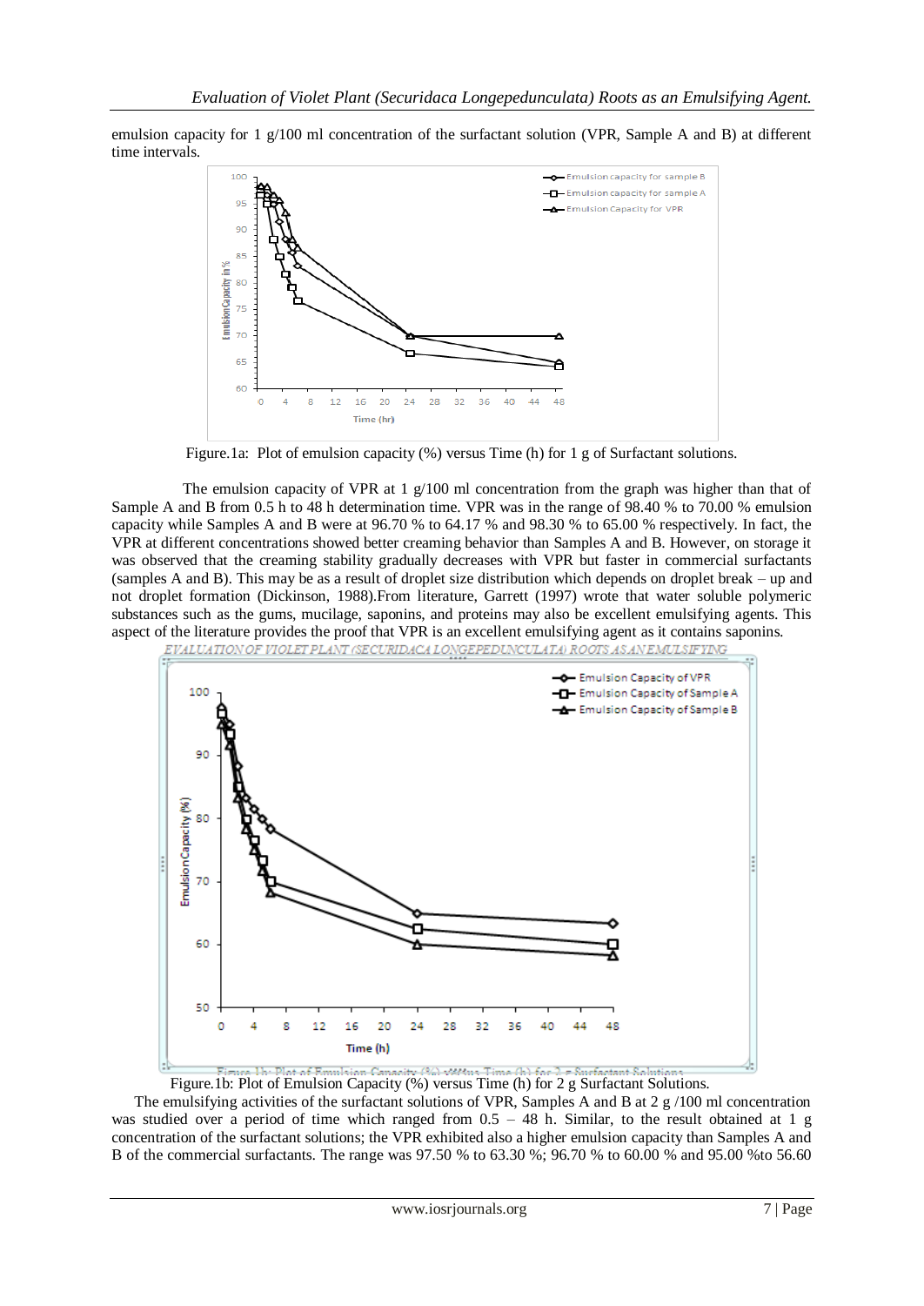emulsion capacity for 1 g/100 ml concentration of the surfactant solution (VPR, Sample A and B) at different time intervals.

Figure.1a: Plot of emulsion capacity (%) versus Time (h) for 1 g of Surfactant solutions.

The emulsion capacity of VPR at 1 g/100 ml concentration from the graph was higher than that of Sample A and B from 0.5 h to 48 h determination time. VPR was in the range of 98.40 % to 70.00 % emulsion capacity while Samples A and B were at 96.70 % to 64.17 % and 98.30 % to 65.00 % respectively. In fact, the VPR at different concentrations showed better creaming behavior than Samples A and B. However, on storage it was observed that the creaming stability gradually decreases with VPR but faster in commercial surfactants (samples A and B). This may be as a result of droplet size distribution which depends on droplet break – up and not droplet formation (Dickinson, 1988).From literature, Garrett (1997) wrote that water soluble polymeric substances such as the gums, mucilage, saponins, and proteins may also be excellent emulsifying agents. This aspect of the literature provides the proof that VPR is an excellent emulsifying agent as it contains saponins.

Figure.1b: Plot of Emulsion Capacity (%) versus Time (h) for 2 g Surfactant Solutions.

The emulsifying activities of the surfactant solutions of VPR, Samples A and B at 2 g /100 ml concentration was studied over a period of time which ranged from 0.5 – 48 h. Similar, to the result obtained at 1 g concentration of the surfactant solutions; the VPR exhibited also a higher emulsion capacity than Samples A and B of the commercial surfactants. The range was 97.50 % to 63.30 %; 96.70 % to 60.00 % and 95.00 %to 56.60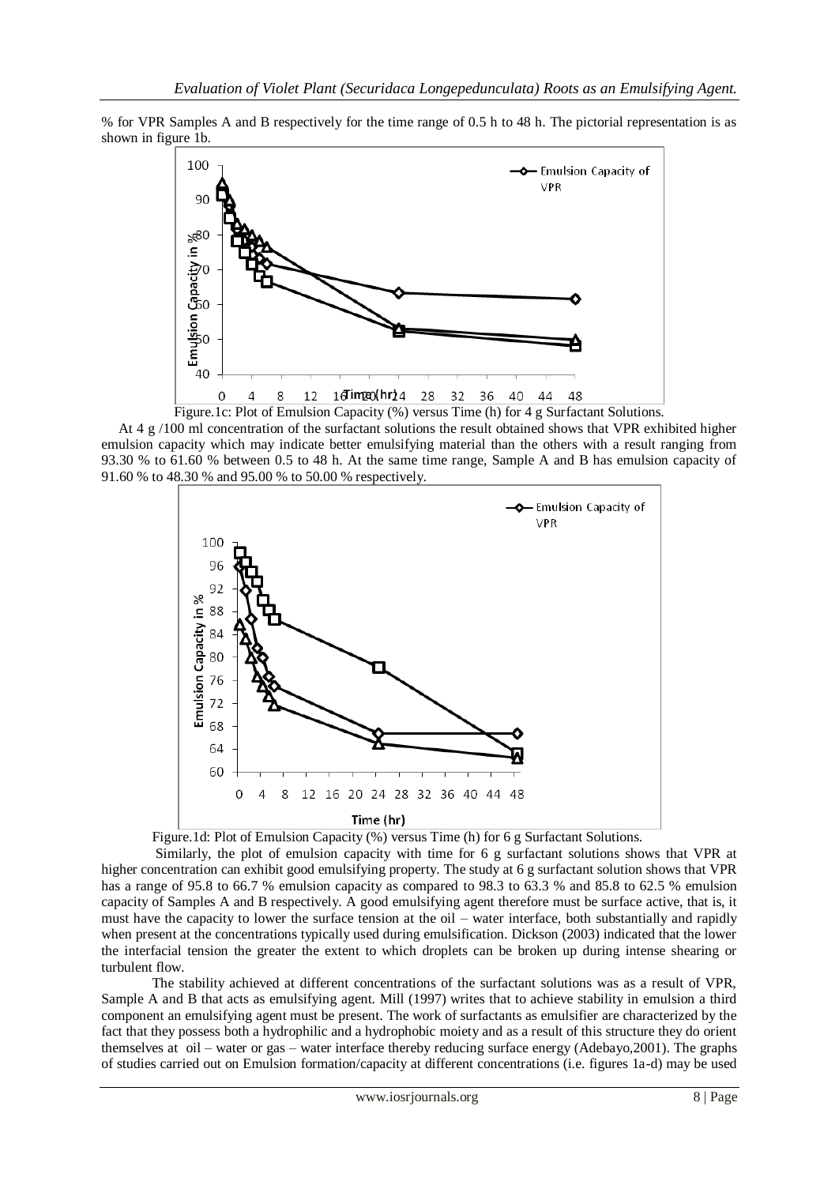% for VPR Samples A and B respectively for the time range of 0.5 h to 48 h. The pictorial representation is as shown in figure 1b.

Figure.1c: Plot of Emulsion Capacity (%) versus Time (h) for 4 g Surfactant Solutions.

At 4 g /100 ml concentration of the surfactant solutions the result obtained shows that VPR exhibited higher emulsion capacity which may indicate better emulsifying material than the others with a result ranging from 93.30 % to 61.60 % between 0.5 to 48 h. At the same time range, Sample A and B has emulsion capacity of 91.60 % to 48.30 % and 95.00 % to 50.00 % respectively.

Figure.1d: Plot of Emulsion Capacity (%) versus Time (h) for 6 g Surfactant Solutions.

Similarly, the plot of emulsion capacity with time for 6 g surfactant solutions shows that VPR at higher concentration can exhibit good emulsifying property. The study at 6 g surfactant solution shows that VPR has a range of 95.8 to 66.7 % emulsion capacity as compared to 98.3 to 63.3 % and 85.8 to 62.5 % emulsion capacity of Samples A and B respectively. A good emulsifying agent therefore must be surface active, that is, it must have the capacity to lower the surface tension at the oil – water interface, both substantially and rapidly when present at the concentrations typically used during emulsification. Dickson (2003) indicated that the lower the interfacial tension the greater the extent to which droplets can be broken up during intense shearing or turbulent flow.

The stability achieved at different concentrations of the surfactant solutions was as a result of VPR, Sample A and B that acts as emulsifying agent. Mill (1997) writes that to achieve stability in emulsion a third component an emulsifying agent must be present. The work of surfactants as emulsifier are characterized by the fact that they possess both a hydrophilic and a hydrophobic moiety and as a result of this structure they do orient themselves at oil – water or gas – water interface thereby reducing surface energy (Adebayo,2001). The graphs of studies carried out on Emulsion formation/capacity at different concentrations (i.e. figures 1a-d) may be used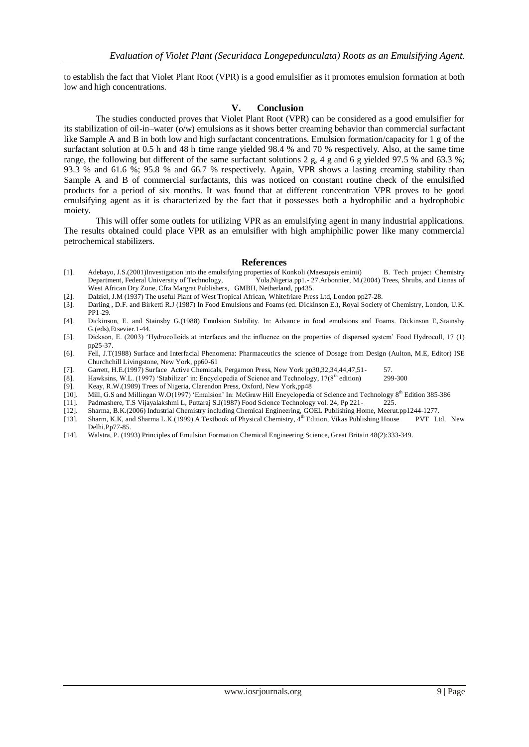to establish the fact that Violet Plant Root (VPR) is a good emulsifier as it promotes emulsion formation at both low and high concentrations.

## V. Conclusion

The studies conducted proves that Violet Plant Root (VPR) can be considered as a good emulsifier for its stabilization of oil-in–water (o/w) emulsions as it shows better creaming behavior than commercial surfactant like Sample A and B in both low and high surfactant concentrations. Emulsion formation/capacity for 1 g of the surfactant solution at 0.5 h and 48 h time range yielded 98.4 % and 70 % respectively. Also, at the same time range, the following but different of the same surfactant solutions 2 g, 4 g and 6 g yielded 97.5 % and 63.3 %; 93.3 % and 61.6 %; 95.8 % and 66.7 % respectively. Again, VPR shows a lasting creaming stability than Sample A and B of commercial surfactants, this was noticed on constant routine check of the emulsified products for a period of six months. It was found that at different concentration VPR proves to be good emulsifying agent as it is characterized by the fact that it possesses both a hydrophilic and a hydrophobic moiety.

This will offer some outlets for utilizing VPR as an emulsifying agent in many industrial applications. The results obtained could place VPR as an emulsifier with high amphiphilic power like many commercial petrochemical stabilizers.

## References

[1]. Adebayo, J.S.(2001)Investigation into the emulsifying properties of Konkoli (Maesopsis eminii) B. Tech project Chemistry Department, Federal University of Technology, Yola,Nigeria.pp1.- 27.Arbonnier, M.(2004) Trees, Shrubs, and Lianas of West African Dry Zone, Cfra Margrat Publishers, GMBH, Netherland, pp435.

[2]. Dalziel, J.M (1937) The useful Plant of West Tropical African, Whitefriare Press Ltd, London pp27-28.

[3]. Darling , D.F. and Birketti R.J (1987) In Food Emulsions and Foams (ed. Dickinson E.), Royal Society of Chemistry, London, U.K. PP1-29.

[4]. Dickinson, E. and Stainsby G.(1988) Emulsion Stability. In: Advance in food emulsions and Foams. Dickinson E,.Stainsby G.(eds),Etsevier.1-44.

[5]. Dickson, E. (2003) 'Hydrocolloids at interfaces and the influence on the properties of dispersed system' Food Hydrocoll, 17 (1) pp25-37.

[6]. Fell, J.T(1988) Surface and Interfacial Phenomena: Pharmaceutics the science of Dosage from Design (Aulton, M.E, Editor) ISE Churchchill Livingstone, New York, pp60-61

[7]. Garrett, H.E.(1997) Surface Active Chemicals, Pergamon Press, New York pp30,32,34,44,47,51- 57.

[8]. Hawksins, W.L. (1997) 'Stabilizer' in: Encyclopedia of Science and Technology, 17(8th edition) 299-300

[9]. Keay, R.W.(1989) Trees of Nigeria, Clarendon Press, Oxford, New York,pp48

[10]. Mill, G.S and Millingan W.O(1997) 'Emulsion' In: McGraw Hill Encyclopedia of Science and Technology 8th Edition 385-386

[11]. Padmashere, T.S Vijayalakshmi L, Puttaraj S.J(1987) Food Science Technology vol. 24, Pp 221- 225.

[12]. Sharma, B.K.(2006) Industrial Chemistry including Chemical Engineering, GOEL Publishing Home, Meerut.pp1244-1277.

[13]. Sharm, K.K, and Sharma L.K.(1999) A Textbook of Physical Chemistry, 4th Edition, Vikas Publishing House PVT Ltd, New Delhi.Pp77-85.

[14]. Walstra, P. (1993) Principles of Emulsion Formation Chemical Engineering Science, Great Britain 48(2):333-349.